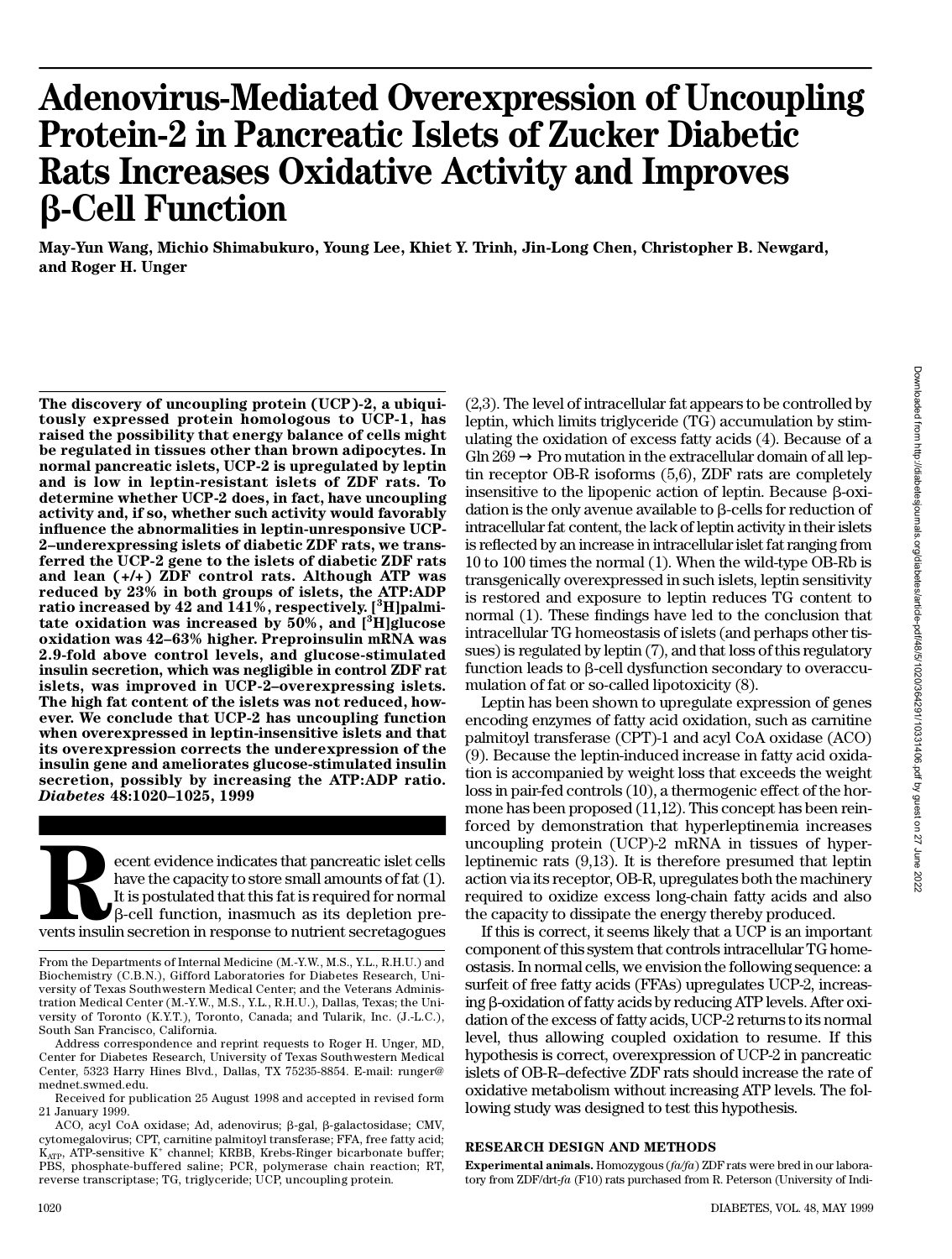# Adenovirus-Mediated Overexpression of Uncoupling Protein-2 in Pancreatic Islets of Zucker Diabetic Rats Increases Oxidative Activity and Improves β-Cell Function

**May-Yun Wang, Michio Shimabukuro, Young Lee, Khiet Y. Trinh, Jin-Long Chen, Christopher B. Newgard, and Roger H. Unger**

**The discovery of uncoupling protein (UCP)-2, a ubiquitously expressed protein homologous to UCP-1, has raised the possibility that energy balance of cells might be regulated in tissues other than brown adipocytes. In normal pancreatic islets, UCP-2 is upregulated by leptin and is low in leptin-resistant islets of ZDF rats. To determine whether UCP-2 does, in fact, have uncoupling activity and, if so, whether such activity would favorably influence the abnormalities in leptin-unresponsive UCP-2–underexpressing islets of diabetic ZDF rats, we transferred the UCP-2 gene to the islets of diabetic ZDF rats and lean (+/+) ZDF control rats. Although ATP was reduced by 23% in both groups of islets, the ATP:ADP ratio increased by 42 and 141%, respectively. [$^3$H]palmitate oxidation was increased by 50%, and [$^3$H]glucose oxidation was 42–63% higher. Preproinsulin mRNA was 2.9-fold above control levels, and glucose-stimulated insulin secretion, which was negligible in control ZDF rat islets, was improved in UCP-2–overexpressing islets. The high fat content of the islets was not reduced, however. We conclude that UCP-2 has uncoupling function when overexpressed in leptin-insensitive islets and that its overexpression corrects the underexpression of the insulin gene and ameliorates glucose-stimulated insulin secretion, possibly by increasing the ATP:ADP ratio.** ***Diabetes*** **48:1020–1025, 1999**

Recent evidence indicates that pancreatic islet cells have the capacity to store small amounts of fat (1). It is postulated that this fat is required for normal β-cell function, inasmuch as its depletion prevents insulin secretion in response to nutrient secretagogues (2,3). The level of intracellular fat appears to be controlled by leptin, which limits triglyceride (TG) accumulation by stimulating the oxidation of excess fatty acids (4). Because of a Gln 269 → Pro mutation in the extracellular domain of all leptin receptor OB-R isoforms (5,6), ZDF rats are completely insensitive to the lipopenic action of leptin. Because β-oxidation is the only avenue available to β-cells for reduction of intracellular fat content, the lack of leptin activity in their islets is reflected by an increase in intracellular islet fat ranging from 10 to 100 times the normal (1). When the wild-type OB-Rb is transgenically overexpressed in such islets, leptin sensitivity is restored and exposure to leptin reduces TG content to normal (1). These findings have led to the conclusion that intracellular TG homeostasis of islets (and perhaps other tissues) is regulated by leptin (7), and that loss of this regulatory function leads to β-cell dysfunction secondary to overaccumulation of fat or so-called lipotoxicity (8).

Leptin has been shown to upregulate expression of genes encoding enzymes of fatty acid oxidation, such as carnitine palmitoyl transferase (CPT)-1 and acyl CoA oxidase (ACO) (9). Because the leptin-induced increase in fatty acid oxidation is accompanied by weight loss that exceeds the weight loss in pair-fed controls (10), a thermogenic effect of the hormone has been proposed (11,12). This concept has been reinforced by demonstration that hyperleptinemia increases uncoupling protein (UCP)-2 mRNA in tissues of hyperleptinemic rats (9,13). It is therefore presumed that leptin action via its receptor, OB-R, upregulates both the machinery required to oxidize excess long-chain fatty acids and also the capacity to dissipate the energy thereby produced.

If this is correct, it seems likely that a UCP is an important component of this system that controls intracellular TG homeostasis. In normal cells, we envision the following sequence: a surfeit of free fatty acids (FFAs) upregulates UCP-2, increasing β-oxidation of fatty acids by reducing ATP levels. After oxidation of the excess of fatty acids, UCP-2 returns to its normal level, thus allowing coupled oxidation to resume. If this hypothesis is correct, overexpression of UCP-2 in pancreatic islets of OB-R–defective ZDF rats should increase the rate of oxidative metabolism without increasing ATP levels. The following study was designed to test this hypothesis.

From the Departments of Internal Medicine (M.-Y.W., M.S., Y.L., R.H.U.) and Biochemistry (C.B.N.), Gifford Laboratories for Diabetes Research, University of Texas Southwestern Medical Center; and the Veterans Administration Medical Center (M.-Y.W., M.S., Y.L., R.H.U.), Dallas, Texas; the University of Toronto (K.Y.T.), Toronto, Canada; and Tularik, Inc. (J.-L.C.), South San Francisco, California.

Address correspondence and reprint requests to Roger H. Unger, MD, Center for Diabetes Research, University of Texas Southwestern Medical Center, 5323 Harry Hines Blvd., Dallas, TX 75235-8854. E-mail: runger@mednet.swmed.edu.

Received for publication 25 August 1998 and accepted in revised form 21 January 1999.

ACO, acyl CoA oxidase; Ad, adenovirus; β-gal, β-galactosidase; CMV, cytomegalovirus; CPT, carnitine palmitoyl transferase; FFA, free fatty acid; $K_{ATP}$, ATP-sensitive $K^+$ channel; KRBB, Krebs-Ringer bicarbonate buffer; PBS, phosphate-buffered saline; PCR, polymerase chain reaction; RT, reverse transcriptase; TG, triglyceride; UCP, uncoupling protein.

## RESEARCH DESIGN AND METHODS

**Experimental animals.** Homozygous (*fa/fa*) ZDF rats were bred in our laboratory from ZDF/drt-*fa* (F10) rats purchased from R. Peterson (University of Indi-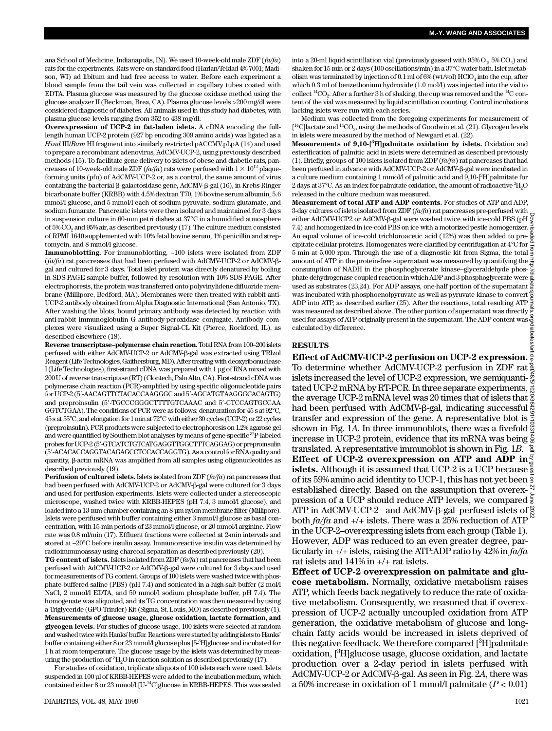ana School of Medicine, Indianapolis, IN). We used 10-week-old male ZDF (*fa/fa*) rats for the experiments. Rats were on standard food (Harlan/Teklad 4% 7001; Madison, WI) ad libitum and had free access to water. Before each experiment a blood sample from the tail vein was collected in capillary tubes coated with EDTA. Plasma glucose was measured by the glucose oxidase method using the glucose analyzer II (Beckman, Brea, CA). Plasma glucose levels >200 mg/dl were considered diagnostic of diabetes. All animals used in this study had diabetes, with plasma glucose levels ranging from 352 to 438 mg/dl.

**Overexpression of UCP-2 in fat-laden islets.** A cDNA encoding the full-length human UCP-2 protein (927 bp encoding 309 amino acids) was ligated as a *Hind* III/*Bam* HI fragment into similarly restricted pACCMV.pLpA (14) and used to prepare a recombinant adenovirus, AdCMV-UCP-2, using previously described methods (15). To facilitate gene delivery to islets of obese and diabetic rats, pancreases of 10-week-old male ZDF (*fa/fa*) rats were perfused with $1 \times 10^{12}$ plaque-forming units (pfu) of AdCMV-UCP-2 or, as a control, the same amount of virus containing the bacterial β-galactosidase gene, AdCMV-β-gal (16), in Krebs-Ringer bicarbonate buffer (KRBB) with 4.5% dextran T70, 1% bovine serum albumin, 5.6 mmol/l glucose, and 5 mmol/l each of sodium pyruvate, sodium glutamate, and sodium fumarate. Pancreatic islets were then isolated and maintained for 3 days in suspension culture in 60-mm petri dishes at 37°C in a humidified atmosphere of 5% $CO_2$ and 95% air, as described previously (17). The culture medium consisted of RPMI 1640 supplemented with 10% fetal bovine serum, 1% penicillin and streptomycin, and 8 mmol/l glucose.

**Immunoblotting.** For immunoblotting, ~100 islets were isolated from ZDF (*fa/fa*) rat pancreases that had been perfused with AdCMV-UCP-2 or AdCMV-β-gal and cultured for 3 days. Total islet protein was directly denatured by boiling in SDS-PAGE sample buffer, followed by resolution with 10% SDS-PAGE. After electrophoresis, the protein was transferred onto polyvinylidene difluoride membrane (Millipore, Bedford, MA). Membranes were then treated with rabbit anti-UCP-2 antibody obtained from Alpha Diagnostic International (San Antonio, TX). After washing the blots, bound primary antibody was detected by reaction with anti-rabbit immunoglobulin G antibody-peroxidase conjugate. Antibody complexes were visualized using a Super Signal-CL Kit (Pierce, Rockford, IL), as described elsewhere (18).

**Reverse transcriptase–polymerase chain reaction.** Total RNA from 100–200 islets perfused with either AdCMV-UCP-2 or AdCMV-β-gal was extracted using TRIzol Reagent (Life Technologies, Gaithersburg, MD). After treating with deoxyribonuclease I (Life Technologies), first-strand cDNA was prepared with 1 µg of RNA mixed with 200 U of reverse transcriptase (RT) (Clontech, Palo Alto, CA). First-strand cDNA was polymerase chain reaction (PCR)-amplified by using specific oligonucleotide pairs for UCP-2 (5′-AACAGTTCTACACCAAGGGC and 5′-AGCATGTAAGGGCACAGTG) and preproinsulin (5′-TGCCCGGGCTTTTGTCAAAC and 5′-CTCCAGTGCCAAGGTCTGAA). The conditions of PCR were as follows: denaturation for 45 s at 92°C, 45 s at 55°C, and elongation for 1 min at 72°C with either 30 cycles (UCP-2) or 22 cycles (preproinsulin). PCR products were subjected to electrophoresis on 1.2% agarose gel and were quantified by Southern blot analyses by means of gene-specific $^{32}$P-labeled probes for UCP-2 (5′-GTCATCTGTCATGAGGTTGGCTTTCAGGAG) or preproinsulin (5′-ACACACCAGGTACAGAGCCTCCACCAGGTG). As a control for RNA quality and quantity, β-actin mRNA was amplified from all samples using oligonucleotides as described previously (19).

**Perifusion of cultured islets.** Islets isolated from ZDF (*fa/fa*) rat pancreases that had been perfused with AdCMV-UCP-2 or AdCMV-β-gal were cultured for 3 days and used for perifusion experiments. Islets were collected under a stereoscopic microscope, washed twice with KRBB-HEPES (pH 7.4, 3 mmol/l glucose), and loaded into a 13-mm chamber containing an 8-µm nylon membrane filter (Millipore). Islets were perifused with buffer containing either 3 mmol/l glucose as basal concentration, with 15-min periods of 23 mmol/l glucose, or 20 mmol/l arginine. Flow rate was 0.8 ml/min (17). Effluent fractions were collected at 2-min intervals and stored at –20°C before insulin assay. Immunoreactive insulin was determined by radioimmunoassay using charcoal separation as described previously (20).

**TG content of islets.** Islets isolated from ZDF (*fa/fa*) rat pancreases that had been perfused with AdCMV-UCP-2 or AdCMV-β-gal were cultured for 3 days and used for measurements of TG content. Groups of 100 islets were washed twice with phosphate-buffered saline (PBS) (pH 7.4) and sonicated in a high-salt buffer (2 mol/l NaCl, 2 mmol/l EDTA, and 50 mmol/l sodium phosphate buffer, pH 7.4). The homogenate was aliquoted, and its TG concentration was then measured by using a Triglyceride (GPO-Trinder) Kit (Sigma, St. Louis, MO) as described previously (1).

**Measurements of glucose usage, glucose oxidation, lactate formation, and glycogen levels.** For studies of glucose usage, 100 islets were selected at random and washed twice with Hanks' buffer. Reactions were started by adding islets to Hanks' buffer containing either 8 or 23 mmol/l glucose plus [5-$^3$H]glucose and incubated for 1 h at room temperature. The glucose usage by the islets was determined by measuring the production of $^3H_2O$ in reaction solution as described previously (17).

For studies of oxidation, triplicate aliquots of 100 islets each were used. Islets suspended in 100 µl of KRBB-HEPES were added to the incubation medium, which contained either 8 or 23 mmol/l [U-$^{14}$C]glucose in KRBB-HEPES. This was sealed into a 20-ml liquid scintillation vial (previously gassed with 95% $O_2$, 5% $CO_2$) and shaken for 15 min or 2 days (100 oscillations/min) in a 37°C water bath. Islet metabolism was terminated by injection of 0.1 ml of 6% (wt/vol) $HClO_4$ into the cup, after which 0.3 ml of benzethonium hydroxide (1.0 mol/l) was injected into the vial to collect $^{14}CO_2$. After a further 3 h of shaking, the cup was removed and the $^{14}$C content of the vial was measured by liquid scintillation counting. Control incubations lacking islets were run with each series.

Medium was collected from the foregoing experiments for measurement of [$^{14}$C]lactate and $^{14}CO_2$, using the methods of Goodwin et al. (21). Glycogen levels in islets were measured by the method of Newgard et al. (22).

**Measurements of 9,10-[$^3$H]palmitate oxidation by islets.** Oxidation and esterification of palmitic acid in islets were determined as described previously (1). Briefly, groups of 100 islets isolated from ZDF (*fa/fa*) rat pancreases that had been perfused in advance with AdCMV-UCP-2 or AdCMV-β-gal were incubated in a culture medium containing 1 mmol/l of palmitic acid and 9,10-[$^3$H]palmitate for 2 days at 37°C. As an index for palmitate oxidation, the amount of radioactive $^3H_2O$ released in the culture medium was measured.

**Measurement of total ATP and ADP contents.** For studies of ATP and ADP, 3-day cultures of islets isolated from ZDF (*fa/fa*) rat pancreases pre-perfused with either AdCMV-UCP2 or AdCMV-β-gal were washed twice with ice-cold PBS (pH 7.4) and homogenized in ice-cold PBS on ice with a motorized pestle homogenizer. An equal volume of ice-cold trichloroacetic acid (12%) was then added to precipitate cellular proteins. Homogenates were clarified by centrifugation at 4°C for 5 min at 5,000 rpm. Through the use of a diagnostic kit from Sigma, the total amount of ATP in the protein-free supernatant was measured by quantifying the consumption of NADH in the phosphoglycerate kinase–glyceraldehyde phosphate dehydrogenase coupled reaction in which ADP and 3-phosphoglycerate were used as substrates (23,24). For ADP assays, one-half portion of the supernatant was incubated with phosphoenolpyruvate as well as pyruvate kinase to convert ADP into ATP, as described earlier (25). After the reactions, total resulting ATP was measured as described above. The other portion of supernatant was directly used for assays of ATP originally present in the supernatant. The ADP content was calculated by difference.

## RESULTS

**Effect of AdCMV-UCP-2 perfusion on UCP-2 expression.** To determine whether AdCMV-UCP-2 perfusion in ZDF rat islets increased the level of UCP-2 expression, we semiquantitated UCP-2 mRNA by RT-PCR. In three separate experiments, the average UCP-2 mRNA level was 20 times that of islets that had been perfused with AdCMV-β-gal, indicating successful transfer and expression of the gene. A representative blot is shown in Fig. 1*A*. In three immunoblots, there was a fivefold increase in UCP-2 protein, evidence that its mRNA was being translated. A representative immunoblot is shown in Fig. 1*B*.

**Effect of UCP-2 overexpression on ATP and ADP in islets.** Although it is assumed that UCP-2 is a UCP because of its 59% amino acid identity to UCP-1, this has not yet been established directly. Based on the assumption that overexpression of a UCP should reduce ATP levels, we compared ATP in AdCMV-UCP-2– and AdCMV-β-gal–perfused islets of both *fa/fa* and +/+ islets. There was a 25% reduction of ATP in the UCP-2–overexpressing islets from each group (Table 1). However, ADP was reduced to an even greater degree, particularly in +/+ islets, raising the ATP:ADP ratio by 42% in *fa/fa* rat islets and 141% in +/+ rat islets.

**Effect of UCP-2 overexpression on palmitate and glucose metabolism.** Normally, oxidative metabolism raises ATP, which feeds back negatively to reduce the rate of oxidative metabolism. Consequently, we reasoned that if overexpression of UCP-2 actually uncoupled oxidation from ATP generation, the oxidative metabolism of glucose and long-chain fatty acids would be increased in islets deprived of this negative feedback. We therefore compared [$^3$H]palmitate oxidation, [$^3$H]glucose usage, glucose oxidation, and lactate production over a 2-day period in islets perfused with AdCMV-UCP-2 or AdCMV-β-gal. As seen in Fig. 2*A*, there was a 50% increase in oxidation of 1 mmol/l palmitate ($P < 0.01$)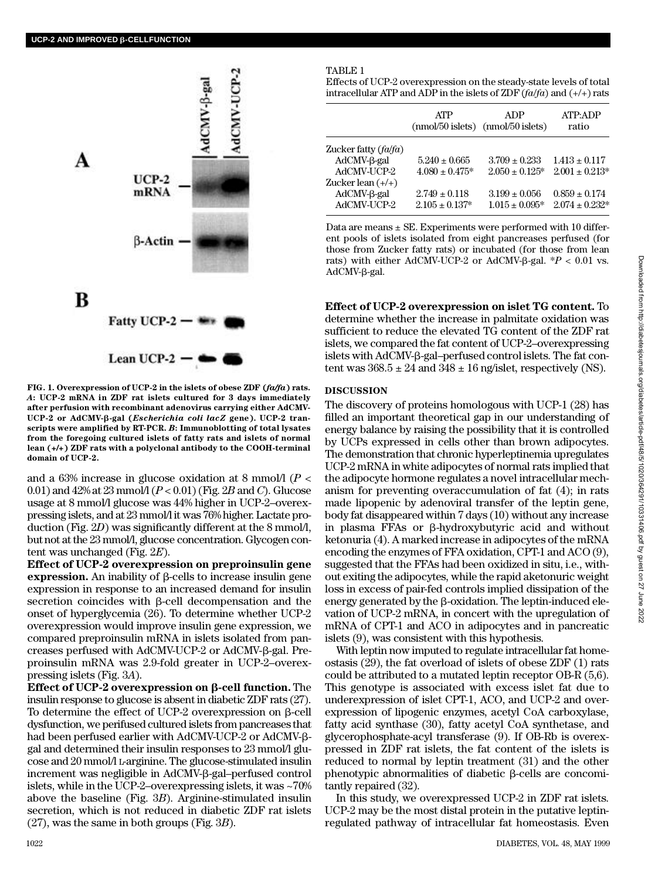FIG. 1. Overexpression of UCP-2 in the islets of obese ZDF (*fa/fa*) rats. *A*: UCP-2 mRNA in ZDF rat islets cultured for 3 days immediately after perfusion with recombinant adenovirus carrying either AdCMV-UCP-2 or AdCMV-β-gal (*Escherichia coli lacZ* gene). UCP-2 transcripts were amplified by RT-PCR. *B*: Immunoblotting of total lysates from the foregoing cultured islets of fatty rats and islets of normal lean (+/+) ZDF rats with a polyclonal antibody to the COOH-terminal domain of UCP-2.

and a 63% increase in glucose oxidation at 8 mmol/l ($P < 0.01$) and 42% at 23 mmol/l ($P < 0.01$) (Fig. 2*B* and *C*). Glucose usage at 8 mmol/l glucose was 44% higher in UCP-2–overexpressing islets, and at 23 mmol/l it was 76% higher. Lactate production (Fig. 2*D*) was significantly different at the 8 mmol/l, but not at the 23 mmol/l, glucose concentration. Glycogen content was unchanged (Fig. 2*E*).

**Effect of UCP-2 overexpression on preproinsulin gene expression.** An inability of β-cells to increase insulin gene expression in response to an increased demand for insulin secretion coincides with β-cell decompensation and the onset of hyperglycemia (26). To determine whether UCP-2 overexpression would improve insulin gene expression, we compared preproinsulin mRNA in islets isolated from pancreases perfused with AdCMV-UCP-2 or AdCMV-β-gal. Preproinsulin mRNA was 2.9-fold greater in UCP-2–overexpressing islets (Fig. 3*A*).

**Effect of UCP-2 overexpression on β-cell function.** The insulin response to glucose is absent in diabetic ZDF rats (27). To determine the effect of UCP-2 overexpression on β-cell dysfunction, we perifused cultured islets from pancreases that had been perfused earlier with AdCMV-UCP-2 or AdCMV-β-gal and determined their insulin responses to 23 mmol/l glucose and 20 mmol/l L-arginine. The glucose-stimulated insulin increment was negligible in AdCMV-β-gal–perfused control islets, while in the UCP-2–overexpressing islets, it was ~70% above the baseline (Fig. 3*B*). Arginine-stimulated insulin secretion, which is not reduced in diabetic ZDF rat islets (27), was the same in both groups (Fig. 3*B*).

TABLE 1

Effects of UCP-2 overexpression on the steady-state levels of total intracellular ATP and ADP in the islets of ZDF (*fa/fa*) and (+/+) rats

| | ATP (nmol/50 islets) | ADP (nmol/50 islets) | ATP:ADP ratio |
|---|---|---|---|
| Zucker fatty (*fa/fa*) | | | |
| AdCMV-β-gal | 5.240 ± 0.665 | 3.709 ± 0.233 | 1.413 ± 0.117 |
| AdCMV-UCP-2 | 4.080 ± 0.475* | 2.050 ± 0.125* | 2.001 ± 0.213* |
| Zucker lean (+/+) | | | |
| AdCMV-β-gal | 2.749 ± 0.118 | 3.199 ± 0.056 | 0.859 ± 0.174 |
| AdCMV-UCP-2 | 2.105 ± 0.137* | 1.015 ± 0.095* | 2.074 ± 0.232* |

Data are means ± SE. Experiments were performed with 10 different pools of islets isolated from eight pancreases perfused (for those from Zucker fatty rats) or incubated (for those from lean rats) with either AdCMV-UCP-2 or AdCMV-β-gal. *$P < 0.01$ vs. AdCMV-β-gal.

**Effect of UCP-2 overexpression on islet TG content.** To determine whether the increase in palmitate oxidation was sufficient to reduce the elevated TG content of the ZDF rat islets, we compared the fat content of UCP-2–overexpressing islets with AdCMV-β-gal–perfused control islets. The fat content was 368.5 ± 24 and 348 ± 16 ng/islet, respectively (NS).

## DISCUSSION

The discovery of proteins homologous with UCP-1 (28) has filled an important theoretical gap in our understanding of energy balance by raising the possibility that it is controlled by UCPs expressed in cells other than brown adipocytes. The demonstration that chronic hyperleptinemia upregulates UCP-2 mRNA in white adipocytes of normal rats implied that the adipocyte hormone regulates a novel intracellular mechanism for preventing overaccumulation of fat (4); in rats made lipopenic by adenoviral transfer of the leptin gene, body fat disappeared within 7 days (10) without any increase in plasma FFAs or β-hydroxybutyric acid and without ketonuria (4). A marked increase in adipocytes of the mRNA encoding the enzymes of FFA oxidation, CPT-1 and ACO (9), suggested that the FFAs had been oxidized in situ, i.e., without exiting the adipocytes, while the rapid aketonuric weight loss in excess of pair-fed controls implied dissipation of the energy generated by the β-oxidation. The leptin-induced elevation of UCP-2 mRNA, in concert with the upregulation of mRNA of CPT-1 and ACO in adipocytes and in pancreatic islets (9), was consistent with this hypothesis.

With leptin now imputed to regulate intracellular fat homeostasis (29), the fat overload of islets of obese ZDF (1) rats could be attributed to a mutated leptin receptor OB-R (5,6). This genotype is associated with excess islet fat due to underexpression of islet CPT-1, ACO, and UCP-2 and overexpression of lipogenic enzymes, acetyl CoA carboxylase, fatty acid synthase (30), fatty acetyl CoA synthetase, and glycerophosphate-acyl transferase (9). If OB-Rb is overexpressed in ZDF rat islets, the fat content of the islets is reduced to normal by leptin treatment (31) and the other phenotypic abnormalities of diabetic β-cells are concomitantly repaired (32).

In this study, we overexpressed UCP-2 in ZDF rat islets. UCP-2 may be the most distal protein in the putative leptin-regulated pathway of intracellular fat homeostasis. Even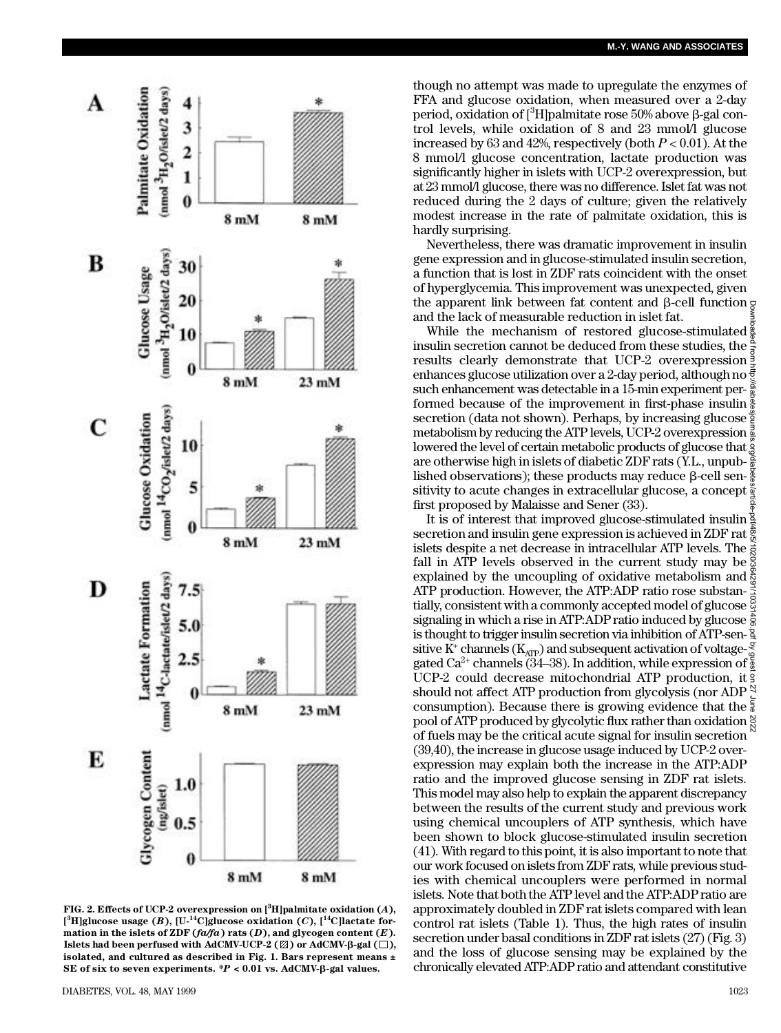FIG. 2. Effects of UCP-2 overexpression on [$^{3}$H]palmitate oxidation (*A*), [$^{3}$H]glucose usage (*B*), [U-$^{14}$C]glucose oxidation (*C*), [$^{14}$C]lactate formation in the islets of ZDF (*fa/fa*) rats (*D*), and glycogen content (*E*). Islets had been perfused with AdCMV-UCP-2 (▨) or AdCMV-β-gal (□), isolated, and cultured as described in Fig. 1. Bars represent means ± SE of six to seven experiments. *$P < 0.01$ vs. AdCMV-β-gal values.

though no attempt was made to upregulate the enzymes of FFA and glucose oxidation, when measured over a 2-day period, oxidation of [$^{3}$H]palmitate rose 50% above β-gal control levels, while oxidation of 8 and 23 mmol/l glucose increased by 63 and 42%, respectively (both $P < 0.01$). At the 8 mmol/l glucose concentration, lactate production was significantly higher in islets with UCP-2 overexpression, but at 23 mmol/l glucose, there was no difference. Islet fat was not reduced during the 2 days of culture; given the relatively modest increase in the rate of palmitate oxidation, this is hardly surprising.

Nevertheless, there was dramatic improvement in insulin gene expression and in glucose-stimulated insulin secretion, a function that is lost in ZDF rats coincident with the onset of hyperglycemia. This improvement was unexpected, given the apparent link between fat content and β-cell function and the lack of measurable reduction in islet fat.

While the mechanism of restored glucose-stimulated insulin secretion cannot be deduced from these studies, the results clearly demonstrate that UCP-2 overexpression enhances glucose utilization over a 2-day period, although no such enhancement was detectable in a 15-min experiment performed because of the improvement in first-phase insulin secretion (data not shown). Perhaps, by increasing glucose metabolism by reducing the ATP levels, UCP-2 overexpression lowered the level of certain metabolic products of glucose that are otherwise high in islets of diabetic ZDF rats (Y.L., unpublished observations); these products may reduce β-cell sensitivity to acute changes in extracellular glucose, a concept first proposed by Malaisse and Sener (33).

It is of interest that improved glucose-stimulated insulin secretion and insulin gene expression is achieved in ZDF rat islets despite a net decrease in intracellular ATP levels. The fall in ATP levels observed in the current study may be explained by the uncoupling of oxidative metabolism and ATP production. However, the ATP:ADP ratio rose substantially, consistent with a commonly accepted model of glucose signaling in which a rise in ATP:ADP ratio induced by glucose is thought to trigger insulin secretion via inhibition of ATP-sensitive $K^{+}$ channels ($K_{ATP}$) and subsequent activation of voltage-gated $Ca^{2+}$ channels (34–38). In addition, while expression of UCP-2 could decrease mitochondrial ATP production, it should not affect ATP production from glycolysis (nor ADP consumption). Because there is growing evidence that the pool of ATP produced by glycolytic flux rather than oxidation of fuels may be the critical acute signal for insulin secretion (39,40), the increase in glucose usage induced by UCP-2 overexpression may explain both the increase in the ATP:ADP ratio and the improved glucose sensing in ZDF rat islets. This model may also help to explain the apparent discrepancy between the results of the current study and previous work using chemical uncouplers of ATP synthesis, which have been shown to block glucose-stimulated insulin secretion (41). With regard to this point, it is also important to note that our work focused on islets from ZDF rats, while previous studies with chemical uncouplers were performed in normal islets. Note that both the ATP level and the ATP:ADP ratio are approximately doubled in ZDF rat islets compared with lean control rat islets (Table 1). Thus, the high rates of insulin secretion under basal conditions in ZDF rat islets (27) (Fig. 3) and the loss of glucose sensing may be explained by the chronically elevated ATP:ADP ratio and attendant constitutive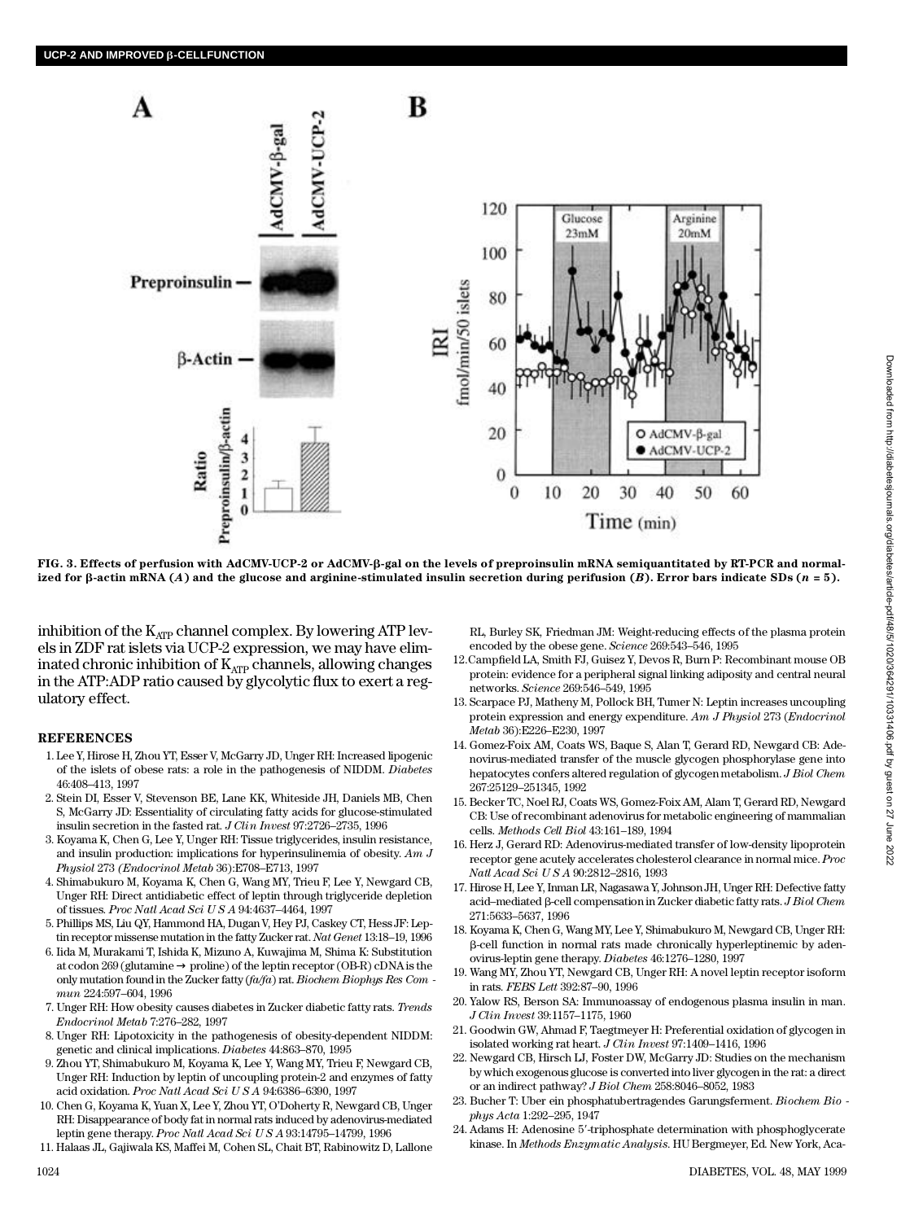**FIG. 3. Effects of perfusion with AdCMV-UCP-2 or AdCMV-β-gal on the levels of preproinsulin mRNA semiquantitated by RT-PCR and normalized for β-actin mRNA (*A*) and the glucose and arginine-stimulated insulin secretion during perifusion (*B*). Error bars indicate SDs (*n* = 5).**

inhibition of the $K_{ATP}$ channel complex. By lowering ATP levels in ZDF rat islets via UCP-2 expression, we may have eliminated chronic inhibition of $K_{ATP}$ channels, allowing changes in the ATP:ADP ratio caused by glycolytic flux to exert a regulatory effect.

## REFERENCES

1. Lee Y, Hirose H, Zhou YT, Esser V, McGarry JD, Unger RH: Increased lipogenic of the islets of obese rats: a role in the pathogenesis of NIDDM. *Diabetes* 46:408–413, 1997
2. Stein DI, Esser V, Stevenson BE, Lane KK, Whiteside JH, Daniels MB, Chen S, McGarry JD: Essentiality of circulating fatty acids for glucose-stimulated insulin secretion in the fasted rat. *J Clin Invest* 97:2726–2735, 1996
3. Koyama K, Chen G, Lee Y, Unger RH: Tissue triglycerides, insulin resistance, and insulin production: implications for hyperinsulinemia of obesity. *Am J Physiol* 273 *(Endocrinol Metab* 36):E708–E713, 1997
4. Shimabukuro M, Koyama K, Chen G, Wang MY, Trieu F, Lee Y, Newgard CB, Unger RH: Direct antidiabetic effect of leptin through triglyceride depletion of tissues. *Proc Natl Acad Sci U S A* 94:4637–4464, 1997
5. Phillips MS, Liu QY, Hammond HA, Dugan V, Hey PJ, Caskey CT, Hess JF: Leptin receptor missense mutation in the fatty Zucker rat. *Nat Genet* 13:18–19, 1996
6. Iida M, Murakami T, Ishida K, Mizuno A, Kuwajima M, Shima K: Substitution at codon 269 (glutamine → proline) of the leptin receptor (OB-R) cDNA is the only mutation found in the Zucker fatty (*fa/fa*) rat. *Biochem Biophys Res Commun* 224:597–604, 1996
7. Unger RH: How obesity causes diabetes in Zucker diabetic fatty rats. *Trends Endocrinol Metab* 7:276–282, 1997
8. Unger RH: Lipotoxicity in the pathogenesis of obesity-dependent NIDDM: genetic and clinical implications. *Diabetes* 44:863–870, 1995
9. Zhou YT, Shimabukuro M, Koyama K, Lee Y, Wang MY, Trieu F, Newgard CB, Unger RH: Induction by leptin of uncoupling protein-2 and enzymes of fatty acid oxidation. *Proc Natl Acad Sci U S A* 94:6386–6390, 1997
10. Chen G, Koyama K, Yuan X, Lee Y, Zhou YT, O'Doherty R, Newgard CB, Unger RH: Disappearance of body fat in normal rats induced by adenovirus-mediated leptin gene therapy. *Proc Natl Acad Sci U S A* 93:14795–14799, 1996
11. Halaas JL, Gajiwala KS, Maffei M, Cohen SL, Chait BT, Rabinowitz D, Lallone RL, Burley SK, Friedman JM: Weight-reducing effects of the plasma protein encoded by the obese gene. *Science* 269:543–546, 1995
12. Campfield LA, Smith FJ, Guisez Y, Devos R, Burn P: Recombinant mouse OB protein: evidence for a peripheral signal linking adiposity and central neural networks. *Science* 269:546–549, 1995
13. Scarpace PJ, Matheny M, Pollock BH, Tumer N: Leptin increases uncoupling protein expression and energy expenditure. *Am J Physiol* 273 (*Endocrinol Metab* 36):E226–E230, 1997
14. Gomez-Foix AM, Coats WS, Baque S, Alan T, Gerard RD, Newgard CB: Adenovirus-mediated transfer of the muscle glycogen phosphorylase gene into hepatocytes confers altered regulation of glycogen metabolism. *J Biol Chem* 267:25129–251345, 1992
15. Becker TC, Noel RJ, Coats WS, Gomez-Foix AM, Alam T, Gerard RD, Newgard CB: Use of recombinant adenovirus for metabolic engineering of mammalian cells. *Methods Cell Biol* 43:161–189, 1994
16. Herz J, Gerard RD: Adenovirus-mediated transfer of low-density lipoprotein receptor gene acutely accelerates cholesterol clearance in normal mice. *Proc Natl Acad Sci U S A* 90:2812–2816, 1993
17. Hirose H, Lee Y, Inman LR, Nagasawa Y, Johnson JH, Unger RH: Defective fatty acid–mediated β-cell compensation in Zucker diabetic fatty rats. *J Biol Chem* 271:5633–5637, 1996
18. Koyama K, Chen G, Wang MY, Lee Y, Shimabukuro M, Newgard CB, Unger RH: β-cell function in normal rats made chronically hyperleptinemic by adenovirus-leptin gene therapy. *Diabetes* 46:1276–1280, 1997
19. Wang MY, Zhou YT, Newgard CB, Unger RH: A novel leptin receptor isoform in rats. *FEBS Lett* 392:87–90, 1996
20. Yalow RS, Berson SA: Immunoassay of endogenous plasma insulin in man. *J Clin Invest* 39:1157–1175, 1960
21. Goodwin GW, Ahmad F, Taegtmeyer H: Preferential oxidation of glycogen in isolated working rat heart. *J Clin Invest* 97:1409–1416, 1996
22. Newgard CB, Hirsch LJ, Foster DW, McGarry JD: Studies on the mechanism by which exogenous glucose is converted into liver glycogen in the rat: a direct or an indirect pathway? *J Biol Chem* 258:8046–8052, 1983
23. Bucher T: Uber ein phosphatubertragendes Garungsferment. *Biochem Biophys Acta* 1:292–295, 1947
24. Adams H: Adenosine 5′-triphosphate determination with phosphoglycerate kinase. In *Methods Enzymatic Analysis*. HU Bergmeyer, Ed. New York, Aca-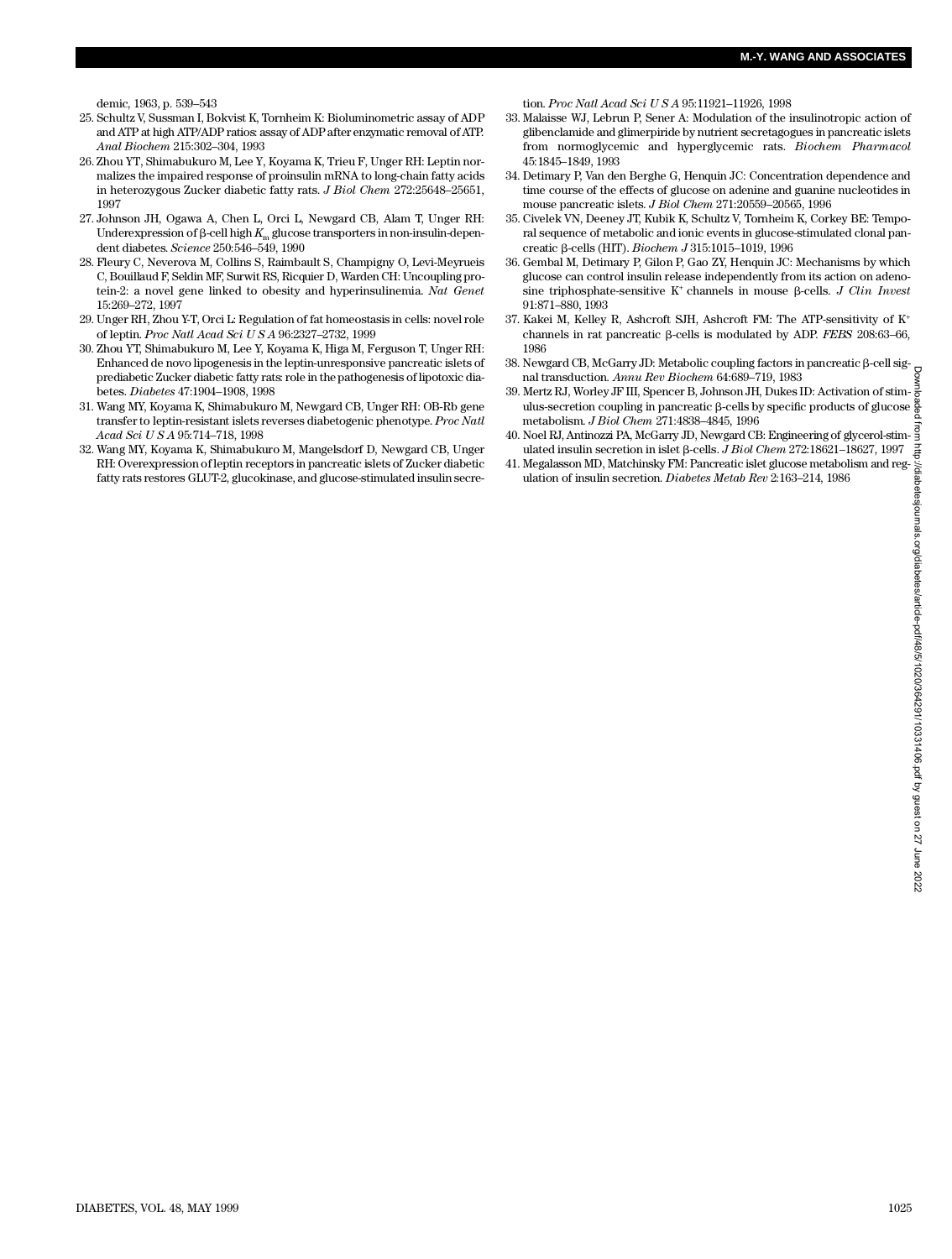demic, 1963, p. 539–543

25. Schultz V, Sussman I, Bokvist K, Tornheim K: Bioluminometric assay of ADP and ATP at high ATP/ADP ratios: assay of ADP after enzymatic removal of ATP. *Anal Biochem* 215:302–304, 1993
26. Zhou YT, Shimabukuro M, Lee Y, Koyama K, Trieu F, Unger RH: Leptin normalizes the impaired response of proinsulin mRNA to long-chain fatty acids in heterozygous Zucker diabetic fatty rats. *J Biol Chem* 272:25648–25651, 1997
27. Johnson JH, Ogawa A, Chen L, Orci L, Newgard CB, Alam T, Unger RH: Underexpression of β-cell high $K_m$ glucose transporters in non-insulin-dependent diabetes. *Science* 250:546–549, 1990
28. Fleury C, Neverova M, Collins S, Raimbault S, Champigny O, Levi-Meyrueis C, Bouillaud F, Seldin MF, Surwit RS, Ricquier D, Warden CH: Uncoupling protein-2: a novel gene linked to obesity and hyperinsulinemia. *Nat Genet* 15:269–272, 1997
29. Unger RH, Zhou Y-T, Orci L: Regulation of fat homeostasis in cells: novel role of leptin. *Proc Natl Acad Sci U S A* 96:2327–2732, 1999
30. Zhou YT, Shimabukuro M, Lee Y, Koyama K, Higa M, Ferguson T, Unger RH: Enhanced de novo lipogenesis in the leptin-unresponsive pancreatic islets of prediabetic Zucker diabetic fatty rats: role in the pathogenesis of lipotoxic diabetes. *Diabetes* 47:1904–1908, 1998
31. Wang MY, Koyama K, Shimabukuro M, Newgard CB, Unger RH: OB-Rb gene transfer to leptin-resistant islets reverses diabetogenic phenotype. *Proc Natl Acad Sci U S A* 95:714–718, 1998
32. Wang MY, Koyama K, Shimabukuro M, Mangelsdorf D, Newgard CB, Unger RH: Overexpression of leptin receptors in pancreatic islets of Zucker diabetic fatty rats restores GLUT-2, glucokinase, and glucose-stimulated insulin secretion. *Proc Natl Acad Sci U S A* 95:11921–11926, 1998
33. Malaisse WJ, Lebrun P, Sener A: Modulation of the insulinotropic action of glibenclamide and glimerpiride by nutrient secretagogues in pancreatic islets from normoglycemic and hyperglycemic rats. *Biochem Pharmacol* 45:1845–1849, 1993
34. Detimary P, Van den Berghe G, Henquin JC: Concentration dependence and time course of the effects of glucose on adenine and guanine nucleotides in mouse pancreatic islets. *J Biol Chem* 271:20559–20565, 1996
35. Civelek VN, Deeney JT, Kubik K, Schultz V, Tornheim K, Corkey BE: Temporal sequence of metabolic and ionic events in glucose-stimulated clonal pancreatic β-cells (HIT). *Biochem J* 315:1015–1019, 1996
36. Gembal M, Detimary P, Gilon P, Gao ZY, Henquin JC: Mechanisms by which glucose can control insulin release independently from its action on adenosine triphosphate-sensitive $K^+$ channels in mouse β-cells. *J Clin Invest* 91:871–880, 1993
37. Kakei M, Kelley R, Ashcroft SJH, Ashcroft FM: The ATP-sensitivity of $K^+$ channels in rat pancreatic β-cells is modulated by ADP. *FEBS* 208:63–66, 1986
38. Newgard CB, McGarry JD: Metabolic coupling factors in pancreatic β-cell signal transduction. *Annu Rev Biochem* 64:689–719, 1983
39. Mertz RJ, Worley JF III, Spencer B, Johnson JH, Dukes ID: Activation of stimulus-secretion coupling in pancreatic β-cells by specific products of glucose metabolism. *J Biol Chem* 271:4838–4845, 1996
40. Noel RJ, Antinozzi PA, McGarry JD, Newgard CB: Engineering of glycerol-stimulated insulin secretion in islet β-cells. *J Biol Chem* 272:18621–18627, 1997
41. Megalasson MD, Matchinsky FM: Pancreatic islet glucose metabolism and regulation of insulin secretion. *Diabetes Metab Rev* 2:163–214, 1986